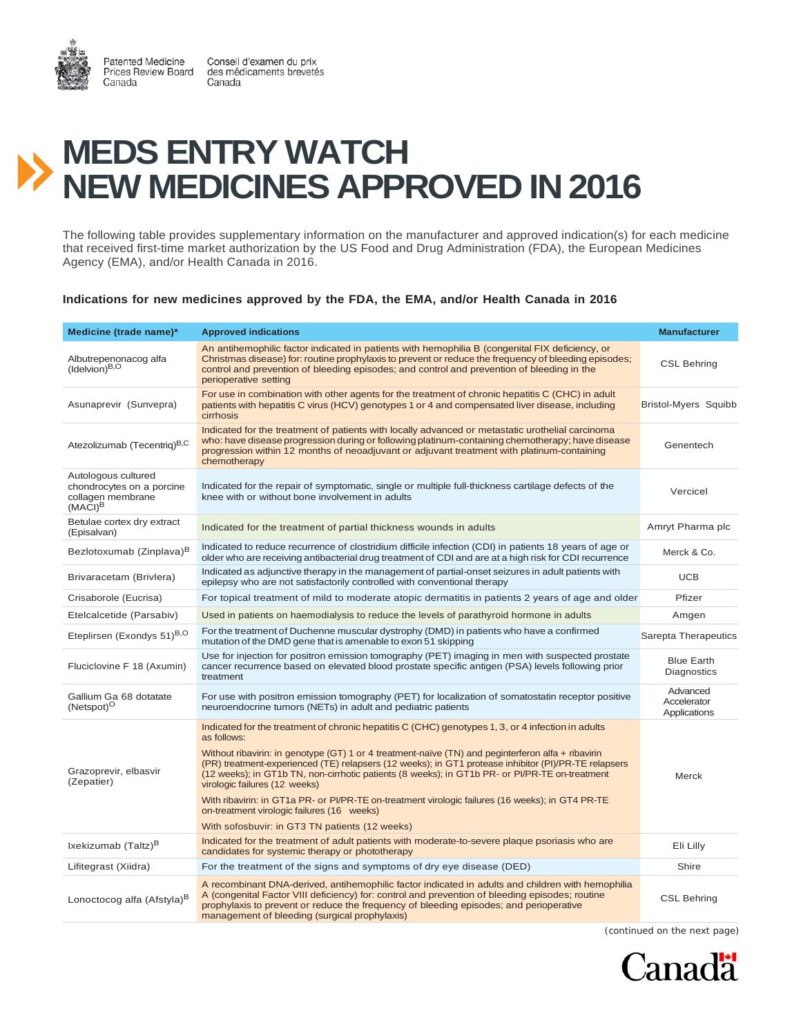Patented Medicine Prices Review Board Canada

Conseil d'examen du prix des médicaments brevetés Canada

# MEDS ENTRY WATCH NEW MEDICINES APPROVED IN 2016

The following table provides supplementary information on the manufacturer and approved indication(s) for each medicine that received first-time market authorization by the US Food and Drug Administration (FDA), the European Medicines Agency (EMA), and/or Health Canada in 2016.

### Indications for new medicines approved by the FDA, the EMA, and/or Health Canada in 2016

| Medicine (trade name)* | Approved indications | Manufacturer |
|---|---|---|
| Albutrepenonacog alfa (Idelvion)[B,O] | An antihemophilic factor indicated in patients with hemophilia B (congenital FIX deficiency, or Christmas disease) for: routine prophylaxis to prevent or reduce the frequency of bleeding episodes; control and prevention of bleeding episodes; and control and prevention of bleeding in the perioperative setting | CSL Behring |
| Asunaprevir (Sunvepra) | For use in combination with other agents for the treatment of chronic hepatitis C (CHC) in adult patients with hepatitis C virus (HCV) genotypes 1 or 4 and compensated liver disease, including cirrhosis | Bristol-Myers Squibb |
| Atezolizumab (Tecentriq)[B,C] | Indicated for the treatment of patients with locally advanced or metastatic urothelial carcinoma who: have disease progression during or following platinum-containing chemotherapy; have disease progression within 12 months of neoadjuvant or adjuvant treatment with platinum-containing chemotherapy | Genentech |
| Autologous cultured chondrocytes on a porcine collagen membrane (MACI)[B] | Indicated for the repair of symptomatic, single or multiple full-thickness cartilage defects of the knee with or without bone involvement in adults | Vercicel |
| Betulae cortex dry extract (Episalvan) | Indicated for the treatment of partial thickness wounds in adults | Amryt Pharma plc |
| Bezlotoxumab (Zinplava)[B] | Indicated to reduce recurrence of clostridium difficile infection (CDI) in patients 18 years of age or older who are receiving antibacterial drug treatment of CDI and are at a high risk for CDI recurrence | Merck & Co. |
| Brivaracetam (Brivlera) | Indicated as adjunctive therapy in the management of partial-onset seizures in adult patients with epilepsy who are not satisfactorily controlled with conventional therapy | UCB |
| Crisaborole (Eucrisa) | For topical treatment of mild to moderate atopic dermatitis in patients 2 years of age and older | Pfizer |
| Etelcalcetide (Parsabiv) | Used in patients on haemodialysis to reduce the levels of parathyroid hormone in adults | Amgen |
| Eteplirsen (Exondys 51)[B,O] | For the treatment of Duchenne muscular dystrophy (DMD) in patients who have a confirmed mutation of the DMD gene that is amenable to exon 51 skipping | Sarepta Therapeutics |
| Fluciclovine F 18 (Axumin) | Use for injection for positron emission tomography (PET) imaging in men with suspected prostate cancer recurrence based on elevated blood prostate specific antigen (PSA) levels following prior treatment | Blue Earth Diagnostics |
| Gallium Ga 68 dotatate (Netspot)[O] | For use with positron emission tomography (PET) for localization of somatostatin receptor positive neuroendocrine tumors (NETs) in adult and pediatric patients | Advanced Accelerator Applications |
| Grazoprevir, elbasvir (Zepatier) | Indicated for the treatment of chronic hepatitis C (CHC) genotypes 1, 3, or 4 infection in adults as follows:<br><br>Without ribavirin: in genotype (GT) 1 or 4 treatment-naïve (TN) and peginterferon alfa + ribavirin (PR) treatment-experienced (TE) relapsers (12 weeks); in GT1 protease inhibitor (PI)/PR-TE relapsers (12 weeks); in GT1b TN, non-cirrhotic patients (8 weeks); in GT1b PR- or PI/PR-TE on-treatment virologic failures (12 weeks)<br><br>With ribavirin: in GT1a PR- or PI/PR-TE on-treatment virologic failures (16 weeks); in GT4 PR-TE on-treatment virologic failures (16 weeks)<br><br>With sofosbuvir: in GT3 TN patients (12 weeks) | Merck |
| Ixekizumab (Taltz)[B] | Indicated for the treatment of adult patients with moderate-to-severe plaque psoriasis who are candidates for systemic therapy or phototherapy | Eli Lilly |
| Lifitegrast (Xiidra) | For the treatment of the signs and symptoms of dry eye disease (DED) | Shire |
| Lonoctocog alfa (Afstyla)[B] | A recombinant DNA-derived, antihemophilic factor indicated in adults and children with hemophilia A (congenital Factor VIII deficiency) for: control and prevention of bleeding episodes; routine prophylaxis to prevent or reduce the frequency of bleeding episodes; and perioperative management of bleeding (surgical prophylaxis) | CSL Behring |

(continued on the next page)

Canada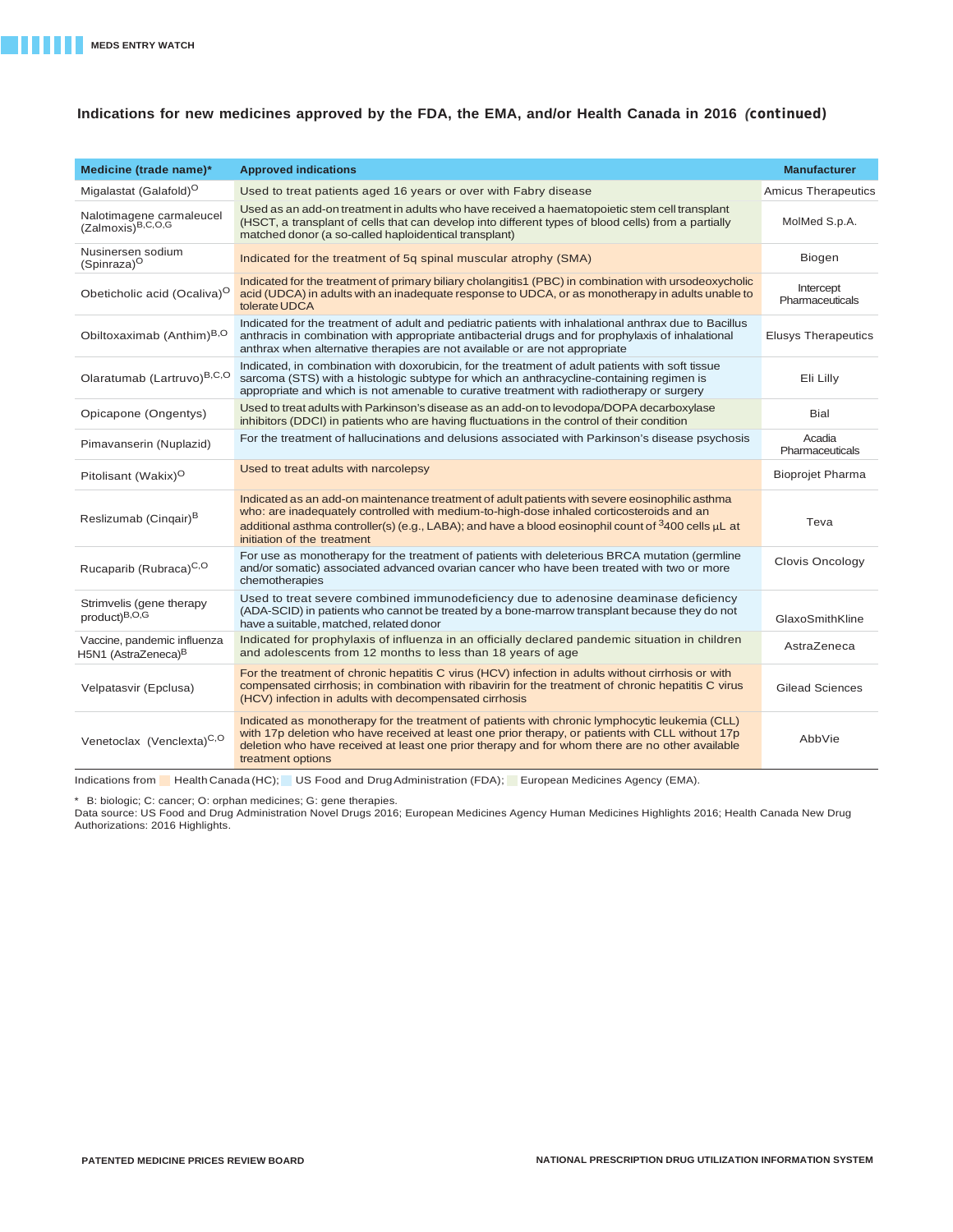## Indications for new medicines approved by the FDA, the EMA, and/or Health Canada in 2016 *(continued)*

| Medicine (trade name)* | Approved indications | Manufacturer |
|---|---|---|
| Migalastat (Galafold)[O] | Used to treat patients aged 16 years or over with Fabry disease | Amicus Therapeutics |
| Nalotimagene carmaleucel (Zalmoxis)[B,C,O,G] | Used as an add-on treatment in adults who have received a haematopoietic stem cell transplant (HSCT, a transplant of cells that can develop into different types of blood cells) from a partially matched donor (a so-called haploidentical transplant) | MolMed S.p.A. |
| Nusinersen sodium (Spinraza)[O] | Indicated for the treatment of 5q spinal muscular atrophy (SMA) | Biogen |
| Obeticholic acid (Ocaliva)[O] | Indicated for the treatment of primary biliary cholangitis1 (PBC) in combination with ursodeoxycholic acid (UDCA) in adults with an inadequate response to UDCA, or as monotherapy in adults unable to tolerate UDCA | Intercept Pharmaceuticals |
| Obiltoxaximab (Anthim)[B,O] | Indicated for the treatment of adult and pediatric patients with inhalational anthrax due to Bacillus anthracis in combination with appropriate antibacterial drugs and for prophylaxis of inhalational anthrax when alternative therapies are not available or are not appropriate | Elusys Therapeutics |
| Olaratumab (Lartruvo)[B,C,O] | Indicated, in combination with doxorubicin, for the treatment of adult patients with soft tissue sarcoma (STS) with a histologic subtype for which an anthracycline-containing regimen is appropriate and which is not amenable to curative treatment with radiotherapy or surgery | Eli Lilly |
| Opicapone (Ongentys) | Used to treat adults with Parkinson's disease as an add-on to levodopa/DOPA decarboxylase inhibitors (DDCI) in patients who are having fluctuations in the control of their condition | Bial |
| Pimavanserin (Nuplazid) | For the treatment of hallucinations and delusions associated with Parkinson's disease psychosis | Acadia Pharmaceuticals |
| Pitolisant (Wakix)[O] | Used to treat adults with narcolepsy | Bioprojet Pharma |
| Reslizumab (Cinqair)[B] | Indicated as an add-on maintenance treatment of adult patients with severe eosinophilic asthma who: are inadequately controlled with medium-to-high-dose inhaled corticosteroids and an additional asthma controller(s) (e.g., LABA); and have a blood eosinophil count of $^3$400 cells µL at initiation of the treatment | Teva |
| Rucaparib (Rubraca)[C,O] | For use as monotherapy for the treatment of patients with deleterious BRCA mutation (germline and/or somatic) associated advanced ovarian cancer who have been treated with two or more chemotherapies | Clovis Oncology |
| Strimvelis (gene therapy product)[B,O,G] | Used to treat severe combined immunodeficiency due to adenosine deaminase deficiency (ADA-SCID) in patients who cannot be treated by a bone-marrow transplant because they do not have a suitable, matched, related donor | GlaxoSmithKline |
| Vaccine, pandemic influenza H5N1 (AstraZeneca)[B] | Indicated for prophylaxis of influenza in an officially declared pandemic situation in children and adolescents from 12 months to less than 18 years of age | AstraZeneca |
| Velpatasvir (Epclusa) | For the treatment of chronic hepatitis C virus (HCV) infection in adults without cirrhosis or with compensated cirrhosis; in combination with ribavirin for the treatment of chronic hepatitis C virus (HCV) infection in adults with decompensated cirrhosis | Gilead Sciences |
| Venetoclax (Venclexta)[C,O] | Indicated as monotherapy for the treatment of patients with chronic lymphocytic leukemia (CLL) with 17p deletion who have received at least one prior therapy, or patients with CLL without 17p deletion who have received at least one prior therapy and for whom there are no other available treatment options | AbbVie |

Indications from Health Canada (HC); US Food and Drug Administration (FDA); European Medicines Agency (EMA).

\* B: biologic; C: cancer; O: orphan medicines; G: gene therapies.
Data source: US Food and Drug Administration Novel Drugs 2016; European Medicines Agency Human Medicines Highlights 2016; Health Canada New Drug Authorizations: 2016 Highlights.